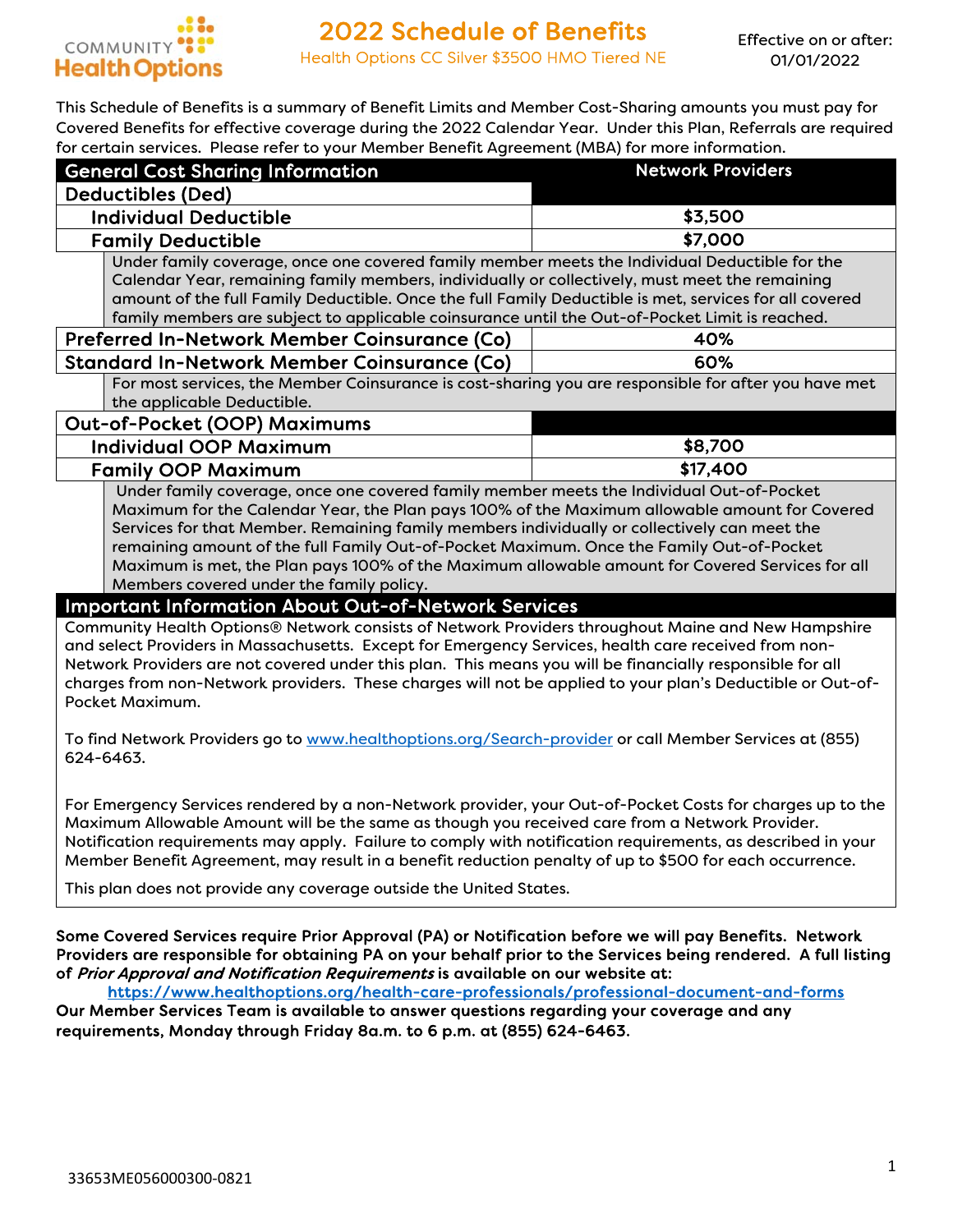COMMUNITY Health Options

# 2022 Schedule of Benefits

Health Options CC Silver $3500 HMO Tiered NE

Effective on or after: 01/01/2022

This Schedule of Benefits is a summary of Benefit Limits and Member Cost-Sharing amounts you must pay for Covered Benefits for effective coverage during the 2022 Calendar Year. Under this Plan, Referrals are required for certain services. Please refer to your Member Benefit Agreement (MBA) for more information.

| General Cost Sharing Information | Network Providers |
|---|---|
| **Deductibles (Ded)** | |
| Individual Deductible | $3,500 |
| Family Deductible | $7,000 |
| Under family coverage, once one covered family member meets the Individual Deductible for the Calendar Year, remaining family members, individually or collectively, must meet the remaining amount of the full Family Deductible. Once the full Family Deductible is met, services for all covered family members are subject to applicable coinsurance until the Out-of-Pocket Limit is reached. | |
| Preferred In-Network Member Coinsurance (Co) | 40% |
| Standard In-Network Member Coinsurance (Co) | 60% |
| For most services, the Member Coinsurance is cost-sharing you are responsible for after you have met the applicable Deductible. | |
| **Out-of-Pocket (OOP) Maximums** | |
| Individual OOP Maximum | $8,700 |
| Family OOP Maximum | $17,400 |
| Under family coverage, once one covered family member meets the Individual Out-of-Pocket Maximum for the Calendar Year, the Plan pays 100% of the Maximum allowable amount for Covered Services for that Member. Remaining family members individually or collectively can meet the remaining amount of the full Family Out-of-Pocket Maximum. Once the Family Out-of-Pocket Maximum is met, the Plan pays 100% of the Maximum allowable amount for Covered Services for all Members covered under the family policy. | |

## Important Information About Out-of-Network Services

Community Health Options® Network consists of Network Providers throughout Maine and New Hampshire and select Providers in Massachusetts. Except for Emergency Services, health care received from non-Network Providers are not covered under this plan. This means you will be financially responsible for all charges from non-Network providers. These charges will not be applied to your plan's Deductible or Out-of-Pocket Maximum.

To find Network Providers go to www.healthoptions.org/Search-provider or call Member Services at (855) 624-6463.

For Emergency Services rendered by a non-Network provider, your Out-of-Pocket Costs for charges up to the Maximum Allowable Amount will be the same as though you received care from a Network Provider. Notification requirements may apply. Failure to comply with notification requirements, as described in your Member Benefit Agreement, may result in a benefit reduction penalty of up to $500 for each occurrence.

This plan does not provide any coverage outside the United States.

**Some Covered Services require Prior Approval (PA) or Notification before we will pay Benefits. Network Providers are responsible for obtaining PA on your behalf prior to the Services being rendered. A full listing of *Prior Approval and Notification Requirements* is available on our website at:**
**https://www.healthoptions.org/health-care-professionals/professional-document-and-forms**
**Our Member Services Team is available to answer questions regarding your coverage and any requirements, Monday through Friday 8a.m. to 6 p.m. at (855) 624-6463.**

33653ME056000300-0821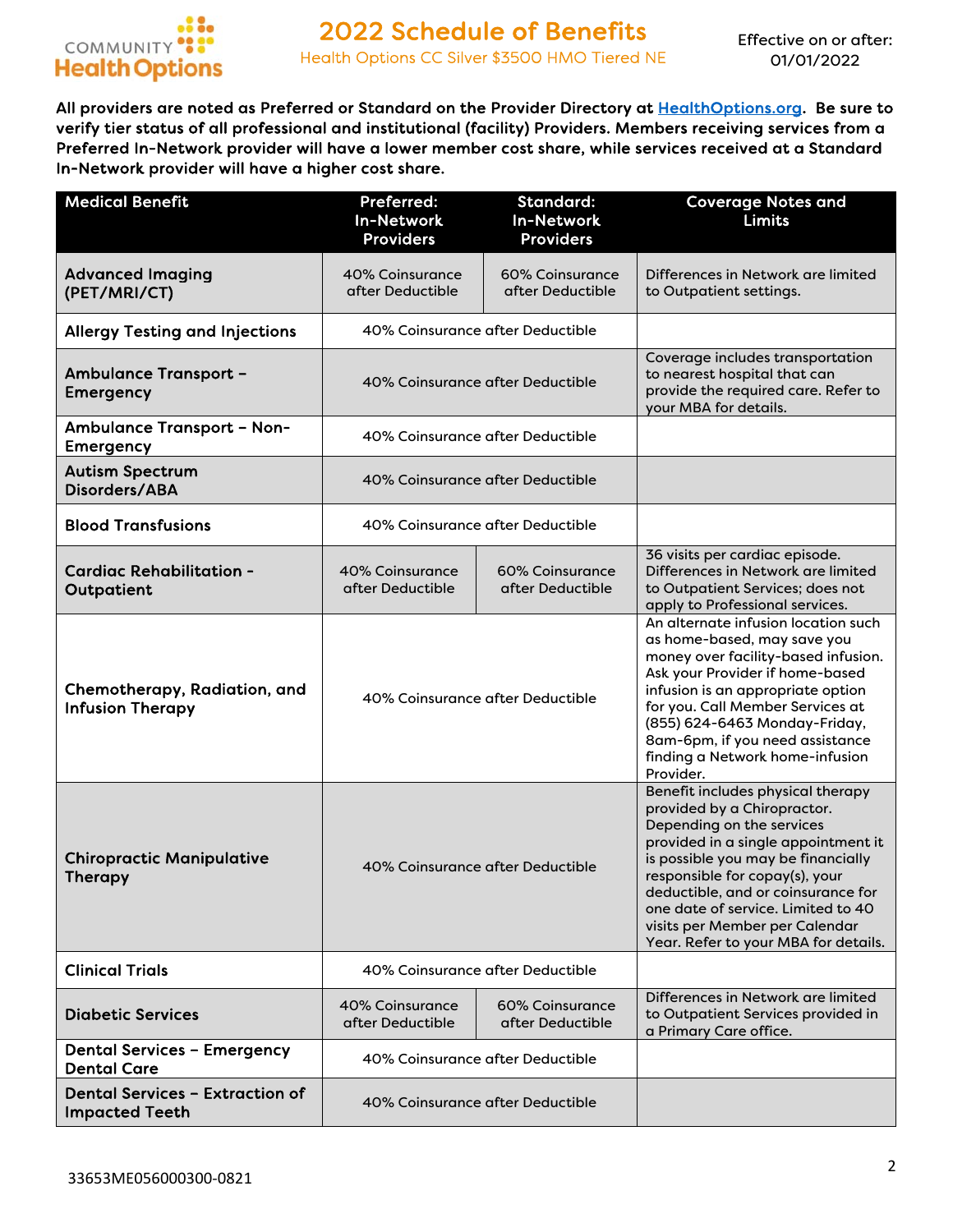# 2022 Schedule of Benefits

Health Options CC Silver $3500 HMO Tiered NE

Effective on or after: 01/01/2022

**All providers are noted as Preferred or Standard on the Provider Directory at [HealthOptions.org](HealthOptions.org). Be sure to verify tier status of all professional and institutional (facility) Providers. Members receiving services from a Preferred In-Network provider will have a lower member cost share, while services received at a Standard In-Network provider will have a higher cost share.**

| Medical Benefit | Preferred: In-Network Providers | Standard: In-Network Providers | Coverage Notes and Limits |
|---|---|---|---|
| **Advanced Imaging (PET/MRI/CT)** | 40% Coinsurance after Deductible | 60% Coinsurance after Deductible | Differences in Network are limited to Outpatient settings. |
| **Allergy Testing and Injections** | 40% Coinsurance after Deductible | | |
| **Ambulance Transport – Emergency** | 40% Coinsurance after Deductible | | Coverage includes transportation to nearest hospital that can provide the required care. Refer to your MBA for details. |
| **Ambulance Transport – Non-Emergency** | 40% Coinsurance after Deductible | | |
| **Autism Spectrum Disorders/ABA** | 40% Coinsurance after Deductible | | |
| **Blood Transfusions** | 40% Coinsurance after Deductible | | |
| **Cardiac Rehabilitation - Outpatient** | 40% Coinsurance after Deductible | 60% Coinsurance after Deductible | 36 visits per cardiac episode. Differences in Network are limited to Outpatient Services; does not apply to Professional services. |
| **Chemotherapy, Radiation, and Infusion Therapy** | 40% Coinsurance after Deductible | | An alternate infusion location such as home-based, may save you money over facility-based infusion. Ask your Provider if home-based infusion is an appropriate option for you. Call Member Services at (855) 624-6463 Monday-Friday, 8am-6pm, if you need assistance finding a Network home-infusion Provider. |
| **Chiropractic Manipulative Therapy** | 40% Coinsurance after Deductible | | Benefit includes physical therapy provided by a Chiropractor. Depending on the services provided in a single appointment it is possible you may be financially responsible for copay(s), your deductible, and or coinsurance for one date of service. Limited to 40 visits per Member per Calendar Year. Refer to your MBA for details. |
| **Clinical Trials** | 40% Coinsurance after Deductible | | |
| **Diabetic Services** | 40% Coinsurance after Deductible | 60% Coinsurance after Deductible | Differences in Network are limited to Outpatient Services provided in a Primary Care office. |
| **Dental Services – Emergency Dental Care** | 40% Coinsurance after Deductible | | |
| **Dental Services – Extraction of Impacted Teeth** | 40% Coinsurance after Deductible | | |

33653ME056000300-0821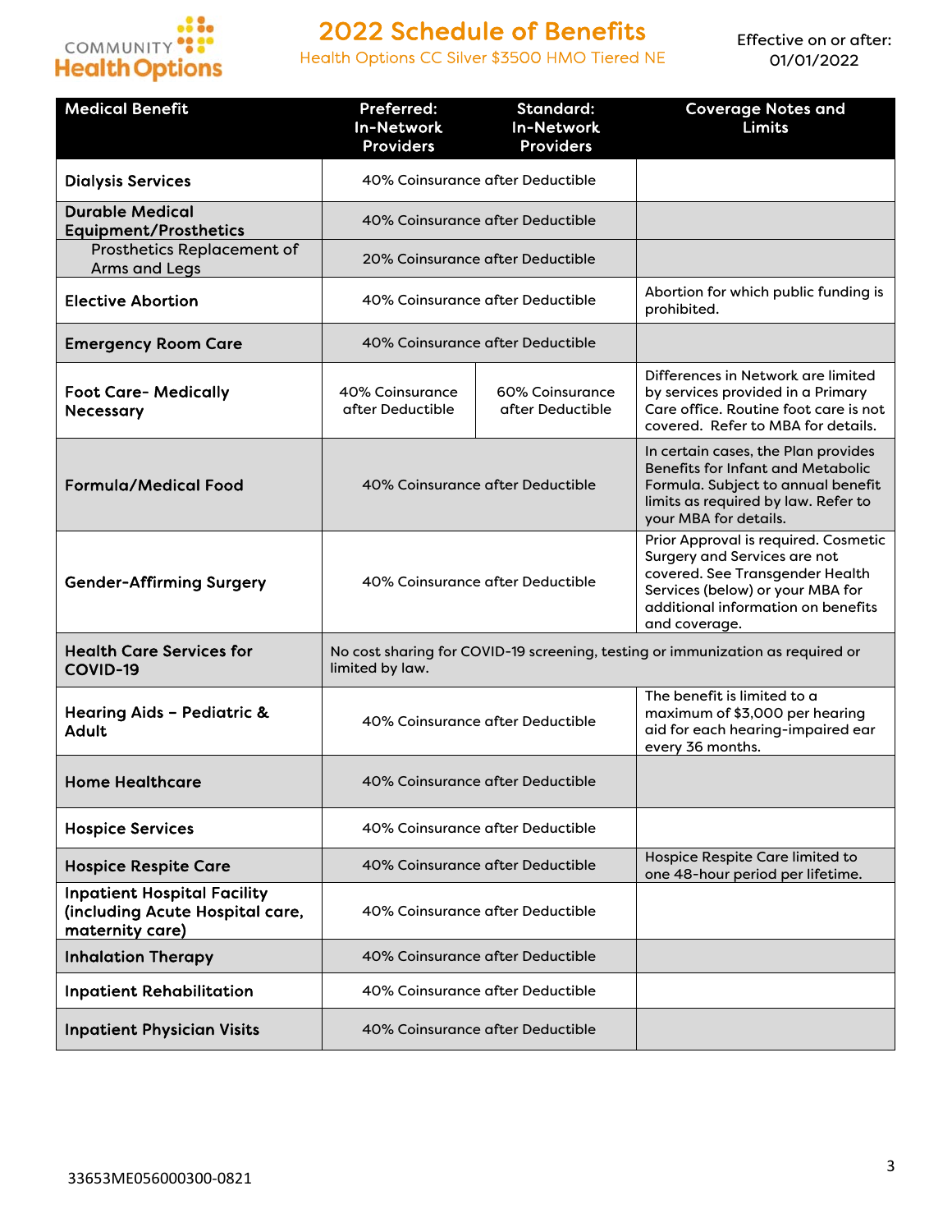# 2022 Schedule of Benefits

Health Options CC Silver $3500 HMO Tiered NE

Effective on or after: 01/01/2022

| Medical Benefit | Preferred: In-Network Providers | Standard: In-Network Providers | Coverage Notes and Limits |
|---|---|---|---|
| **Dialysis Services** | 40% Coinsurance after Deductible | | |
| **Durable Medical Equipment/Prosthetics** | 40% Coinsurance after Deductible | | |
| Prosthetics Replacement of Arms and Legs | 20% Coinsurance after Deductible | | |
| **Elective Abortion** | 40% Coinsurance after Deductible | | Abortion for which public funding is prohibited. |
| **Emergency Room Care** | 40% Coinsurance after Deductible | | |
| **Foot Care- Medically Necessary** | 40% Coinsurance after Deductible | 60% Coinsurance after Deductible | Differences in Network are limited by services provided in a Primary Care office. Routine foot care is not covered. Refer to MBA for details. |
| **Formula/Medical Food** | 40% Coinsurance after Deductible | | In certain cases, the Plan provides Benefits for Infant and Metabolic Formula. Subject to annual benefit limits as required by law. Refer to your MBA for details. |
| **Gender-Affirming Surgery** | 40% Coinsurance after Deductible | | Prior Approval is required. Cosmetic Surgery and Services are not covered. See Transgender Health Services (below) or your MBA for additional information on benefits and coverage. |
| **Health Care Services for COVID-19** | No cost sharing for COVID-19 screening, testing or immunization as required or limited by law. | | |
| **Hearing Aids – Pediatric & Adult** | 40% Coinsurance after Deductible | | The benefit is limited to a maximum of $3,000 per hearing aid for each hearing-impaired ear every 36 months. |
| **Home Healthcare** | 40% Coinsurance after Deductible | | |
| **Hospice Services** | 40% Coinsurance after Deductible | | |
| **Hospice Respite Care** | 40% Coinsurance after Deductible | | Hospice Respite Care limited to one 48-hour period per lifetime. |
| **Inpatient Hospital Facility (including Acute Hospital care, maternity care)** | 40% Coinsurance after Deductible | | |
| **Inhalation Therapy** | 40% Coinsurance after Deductible | | |
| **Inpatient Rehabilitation** | 40% Coinsurance after Deductible | | |
| **Inpatient Physician Visits** | 40% Coinsurance after Deductible | | |

33653ME056000300-0821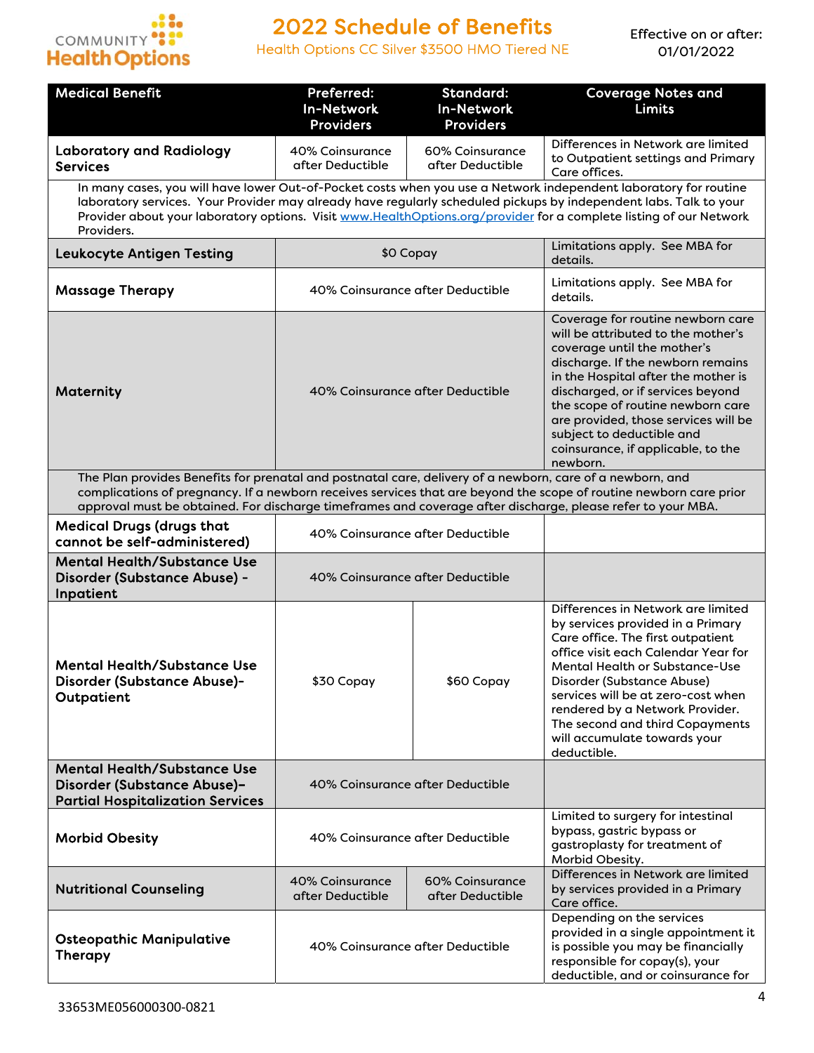# 2022 Schedule of Benefits

Health Options CC Silver $3500 HMO Tiered NE

Effective on or after: 01/01/2022

| Medical Benefit | Preferred: In-Network Providers | Standard: In-Network Providers | Coverage Notes and Limits |
|---|---|---|---|
| **Laboratory and Radiology Services** | 40% Coinsurance after Deductible | 60% Coinsurance after Deductible | Differences in Network are limited to Outpatient settings and Primary Care offices. |
| In many cases, you will have lower Out-of-Pocket costs when you use a Network independent laboratory for routine laboratory services. Your Provider may already have regularly scheduled pickups by independent labs. Talk to your Provider about your laboratory options. Visit www.HealthOptions.org/provider for a complete listing of our Network Providers. | | | |
| **Leukocyte Antigen Testing** | $0 Copay | | Limitations apply. See MBA for details. |
| **Massage Therapy** | 40% Coinsurance after Deductible | | Limitations apply. See MBA for details. |
| **Maternity** | 40% Coinsurance after Deductible | | Coverage for routine newborn care will be attributed to the mother's coverage until the mother's discharge. If the newborn remains in the Hospital after the mother is discharged, or if services beyond the scope of routine newborn care are provided, those services will be subject to deductible and coinsurance, if applicable, to the newborn. |
| The Plan provides Benefits for prenatal and postnatal care, delivery of a newborn, care of a newborn, and complications of pregnancy. If a newborn receives services that are beyond the scope of routine newborn care prior approval must be obtained. For discharge timeframes and coverage after discharge, please refer to your MBA. | | | |
| **Medical Drugs (drugs that cannot be self-administered)** | 40% Coinsurance after Deductible | | |
| **Mental Health/Substance Use Disorder (Substance Abuse) - Inpatient** | 40% Coinsurance after Deductible | | |
| **Mental Health/Substance Use Disorder (Substance Abuse)-Outpatient** | $30 Copay | $60 Copay | Differences in Network are limited by services provided in a Primary Care office. The first outpatient office visit each Calendar Year for Mental Health or Substance-Use Disorder (Substance Abuse) services will be at zero-cost when rendered by a Network Provider. The second and third Copayments will accumulate towards your deductible. |
| **Mental Health/Substance Use Disorder (Substance Abuse)– Partial Hospitalization Services** | 40% Coinsurance after Deductible | | |
| **Morbid Obesity** | 40% Coinsurance after Deductible | | Limited to surgery for intestinal bypass, gastric bypass or gastroplasty for treatment of Morbid Obesity. |
| **Nutritional Counseling** | 40% Coinsurance after Deductible | 60% Coinsurance after Deductible | Differences in Network are limited by services provided in a Primary Care office. |
| **Osteopathic Manipulative Therapy** | 40% Coinsurance after Deductible | | Depending on the services provided in a single appointment it is possible you may be financially responsible for copay(s), your deductible, and or coinsurance for |

33653ME056000300-0821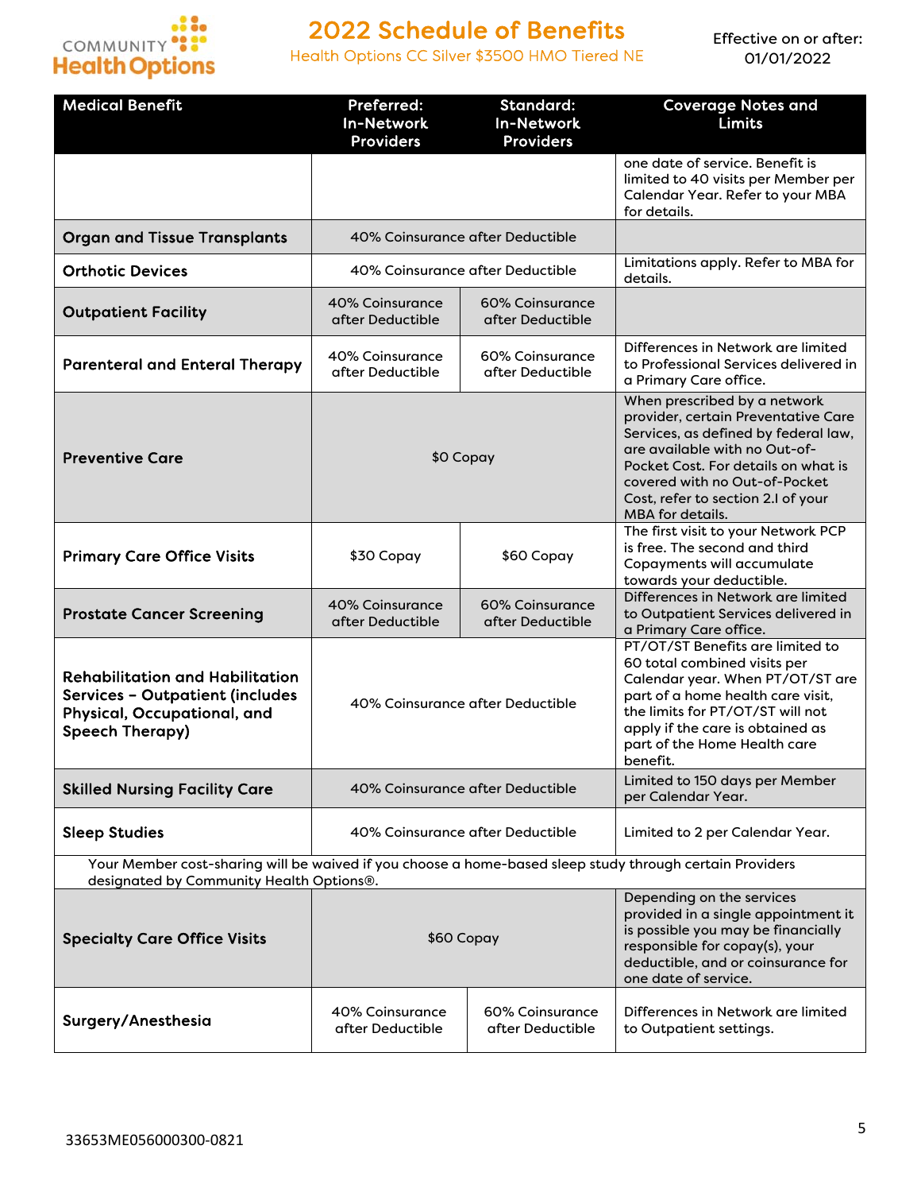# 2022 Schedule of Benefits

Health Options CC Silver $3500 HMO Tiered NE

Effective on or after: 01/01/2022

| Medical Benefit | Preferred: In-Network Providers | Standard: In-Network Providers | Coverage Notes and Limits |
|---|---|---|---|
| | | | one date of service. Benefit is limited to 40 visits per Member per Calendar Year. Refer to your MBA for details. |
| **Organ and Tissue Transplants** | 40% Coinsurance after Deductible | | |
| **Orthotic Devices** | 40% Coinsurance after Deductible | | Limitations apply. Refer to MBA for details. |
| **Outpatient Facility** | 40% Coinsurance after Deductible | 60% Coinsurance after Deductible | |
| **Parenteral and Enteral Therapy** | 40% Coinsurance after Deductible | 60% Coinsurance after Deductible | Differences in Network are limited to Professional Services delivered in a Primary Care office. |
| **Preventive Care** | $0 Copay | | When prescribed by a network provider, certain Preventative Care Services, as defined by federal law, are available with no Out-of-Pocket Cost. For details on what is covered with no Out-of-Pocket Cost, refer to section 2.I of your MBA for details. |
| **Primary Care Office Visits** | $30 Copay | $60 Copay | The first visit to your Network PCP is free. The second and third Copayments will accumulate towards your deductible. |
| **Prostate Cancer Screening** | 40% Coinsurance after Deductible | 60% Coinsurance after Deductible | Differences in Network are limited to Outpatient Services delivered in a Primary Care office. |
| **Rehabilitation and Habilitation Services – Outpatient (includes Physical, Occupational, and Speech Therapy)** | 40% Coinsurance after Deductible | | PT/OT/ST Benefits are limited to 60 total combined visits per Calendar year. When PT/OT/ST are part of a home health care visit, the limits for PT/OT/ST will not apply if the care is obtained as part of the Home Health care benefit. |
| **Skilled Nursing Facility Care** | 40% Coinsurance after Deductible | | Limited to 150 days per Member per Calendar Year. |
| **Sleep Studies** | 40% Coinsurance after Deductible | | Limited to 2 per Calendar Year. |
| Your Member cost-sharing will be waived if you choose a home-based sleep study through certain Providers designated by Community Health Options®. | | | |
| **Specialty Care Office Visits** | $60 Copay | | Depending on the services provided in a single appointment it is possible you may be financially responsible for copay(s), your deductible, and or coinsurance for one date of service. |
| **Surgery/Anesthesia** | 40% Coinsurance after Deductible | 60% Coinsurance after Deductible | Differences in Network are limited to Outpatient settings. |

33653ME056000300-0821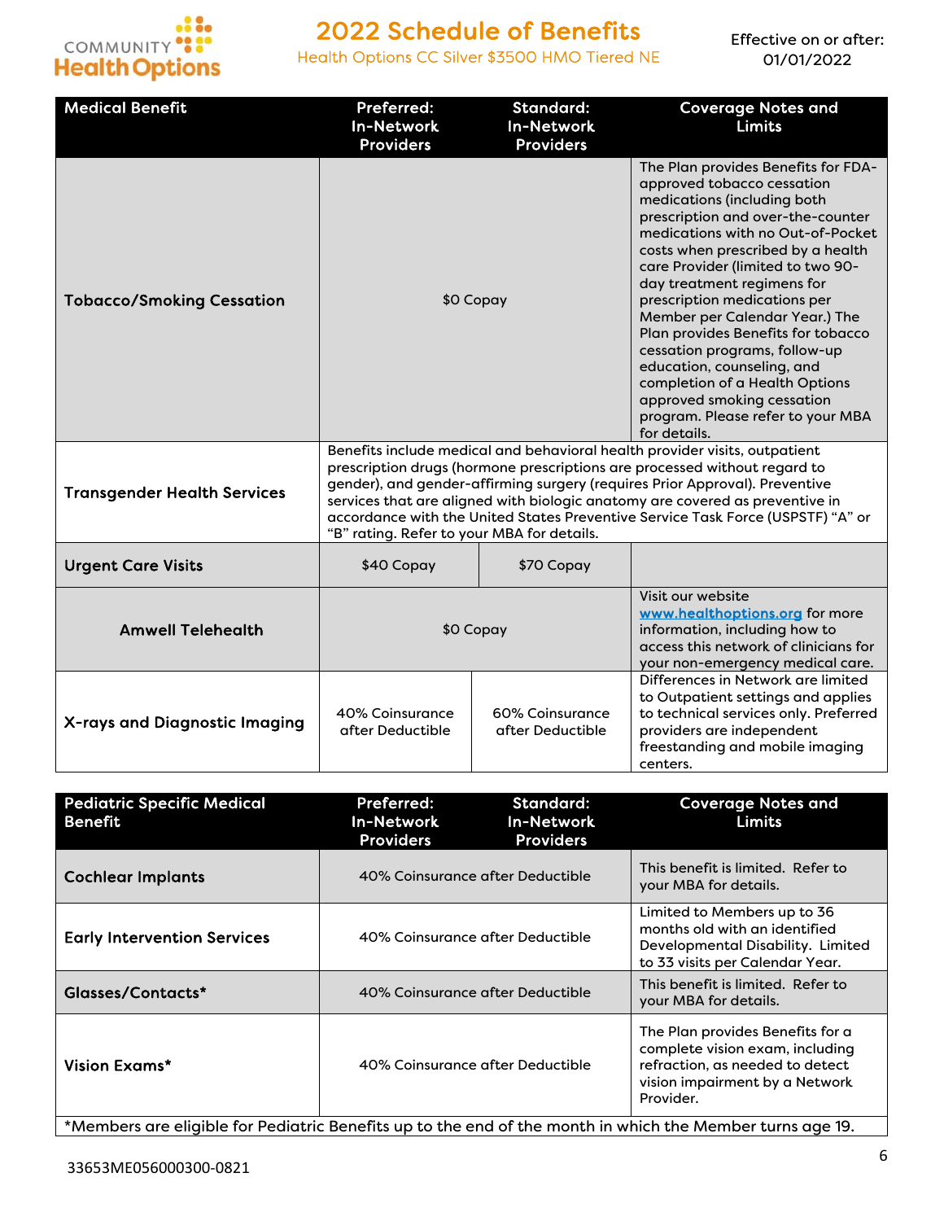# 2022 Schedule of Benefits

Health Options CC Silver $3500 HMO Tiered NE

Effective on or after: 01/01/2022

| Medical Benefit | Preferred: In-Network Providers | Standard: In-Network Providers | Coverage Notes and Limits |
|---|---|---|---|
| **Tobacco/Smoking Cessation** | $0 Copay | | The Plan provides Benefits for FDA-approved tobacco cessation medications (including both prescription and over-the-counter medications with no Out-of-Pocket costs when prescribed by a health care Provider (limited to two 90-day treatment regimens for prescription medications per Member per Calendar Year.) The Plan provides Benefits for tobacco cessation programs, follow-up education, counseling, and completion of a Health Options approved smoking cessation program. Please refer to your MBA for details. |
| **Transgender Health Services** | Benefits include medical and behavioral health provider visits, outpatient prescription drugs (hormone prescriptions are processed without regard to gender), and gender-affirming surgery (requires Prior Approval). Preventive services that are aligned with biologic anatomy are covered as preventive in accordance with the United States Preventive Service Task Force (USPSTF) "A" or "B" rating. Refer to your MBA for details. | | |
| **Urgent Care Visits** | $40 Copay | $70 Copay | |
| **Amwell Telehealth** | $0 Copay | | Visit our website www.healthoptions.org for more information, including how to access this network of clinicians for your non-emergency medical care. |
| **X-rays and Diagnostic Imaging** | 40% Coinsurance after Deductible | 60% Coinsurance after Deductible | Differences in Network are limited to Outpatient settings and applies to technical services only. Preferred providers are independent freestanding and mobile imaging centers. |

| Pediatric Specific Medical Benefit | Preferred: In-Network Providers | Standard: In-Network Providers | Coverage Notes and Limits |
|---|---|---|---|
| **Cochlear Implants** | 40% Coinsurance after Deductible | | This benefit is limited. Refer to your MBA for details. |
| **Early Intervention Services** | 40% Coinsurance after Deductible | | Limited to Members up to 36 months old with an identified Developmental Disability. Limited to 33 visits per Calendar Year. |
| **Glasses/Contacts*** | 40% Coinsurance after Deductible | | This benefit is limited. Refer to your MBA for details. |
| **Vision Exams*** | 40% Coinsurance after Deductible | | The Plan provides Benefits for a complete vision exam, including refraction, as needed to detect vision impairment by a Network Provider. |

*Members are eligible for Pediatric Benefits up to the end of the month in which the Member turns age 19.

33653ME056000300-0821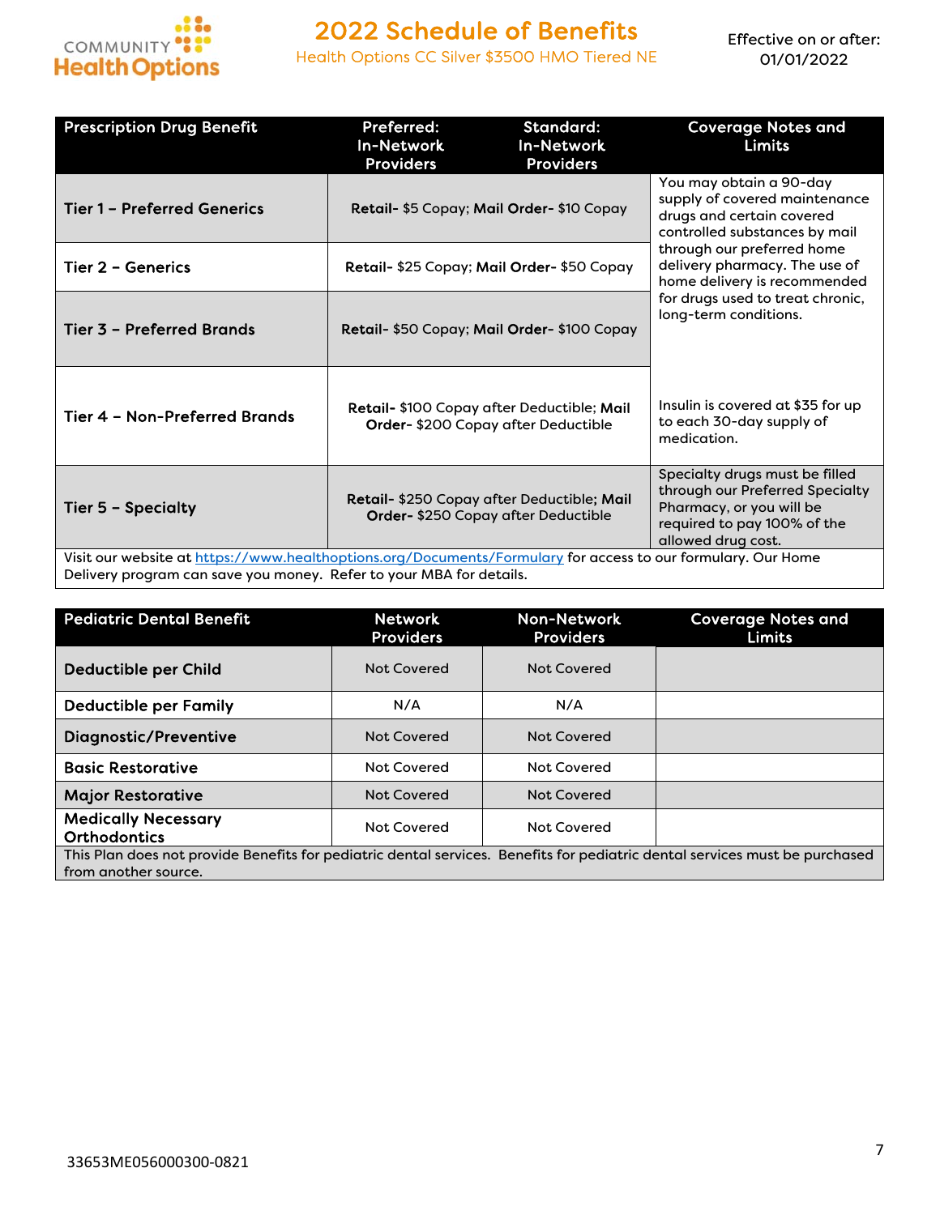# 2022 Schedule of Benefits

Health Options CC Silver $3500 HMO Tiered NE

Effective on or after: 01/01/2022

| Prescription Drug Benefit | Preferred: In-Network Providers | Standard: In-Network Providers | Coverage Notes and Limits |
|---|---|---|---|
| Tier 1 – Preferred Generics | **Retail**- $5 Copay; **Mail Order**- $10 Copay | | You may obtain a 90-day supply of covered maintenance drugs and certain covered controlled substances by mail through our preferred home delivery pharmacy. The use of home delivery is recommended for drugs used to treat chronic, long-term conditions. |
| Tier 2 – Generics | **Retail**- $25 Copay; **Mail Order**- $50 Copay | | |
| Tier 3 – Preferred Brands | **Retail**- $50 Copay; **Mail Order**- $100 Copay | | |
| Tier 4 – Non-Preferred Brands | **Retail**- $100 Copay after Deductible; **Mail Order**- $200 Copay after Deductible | | Insulin is covered at $35 for up to each 30-day supply of medication. |
| Tier 5 – Specialty | **Retail**- $250 Copay after Deductible; **Mail Order**- $250 Copay after Deductible | | Specialty drugs must be filled through our Preferred Specialty Pharmacy, or you will be required to pay 100% of the allowed drug cost. |
| Visit our website at https://www.healthoptions.org/Documents/Formulary for access to our formulary. Our Home Delivery program can save you money. Refer to your MBA for details. | | | |

| Pediatric Dental Benefit | Network Providers | Non-Network Providers | Coverage Notes and Limits |
|---|---|---|---|
| Deductible per Child | Not Covered | Not Covered | |
| Deductible per Family | N/A | N/A | |
| Diagnostic/Preventive | Not Covered | Not Covered | |
| Basic Restorative | Not Covered | Not Covered | |
| Major Restorative | Not Covered | Not Covered | |
| Medically Necessary Orthodontics | Not Covered | Not Covered | |
| This Plan does not provide Benefits for pediatric dental services. Benefits for pediatric dental services must be purchased from another source. | | | |

33653ME056000300-0821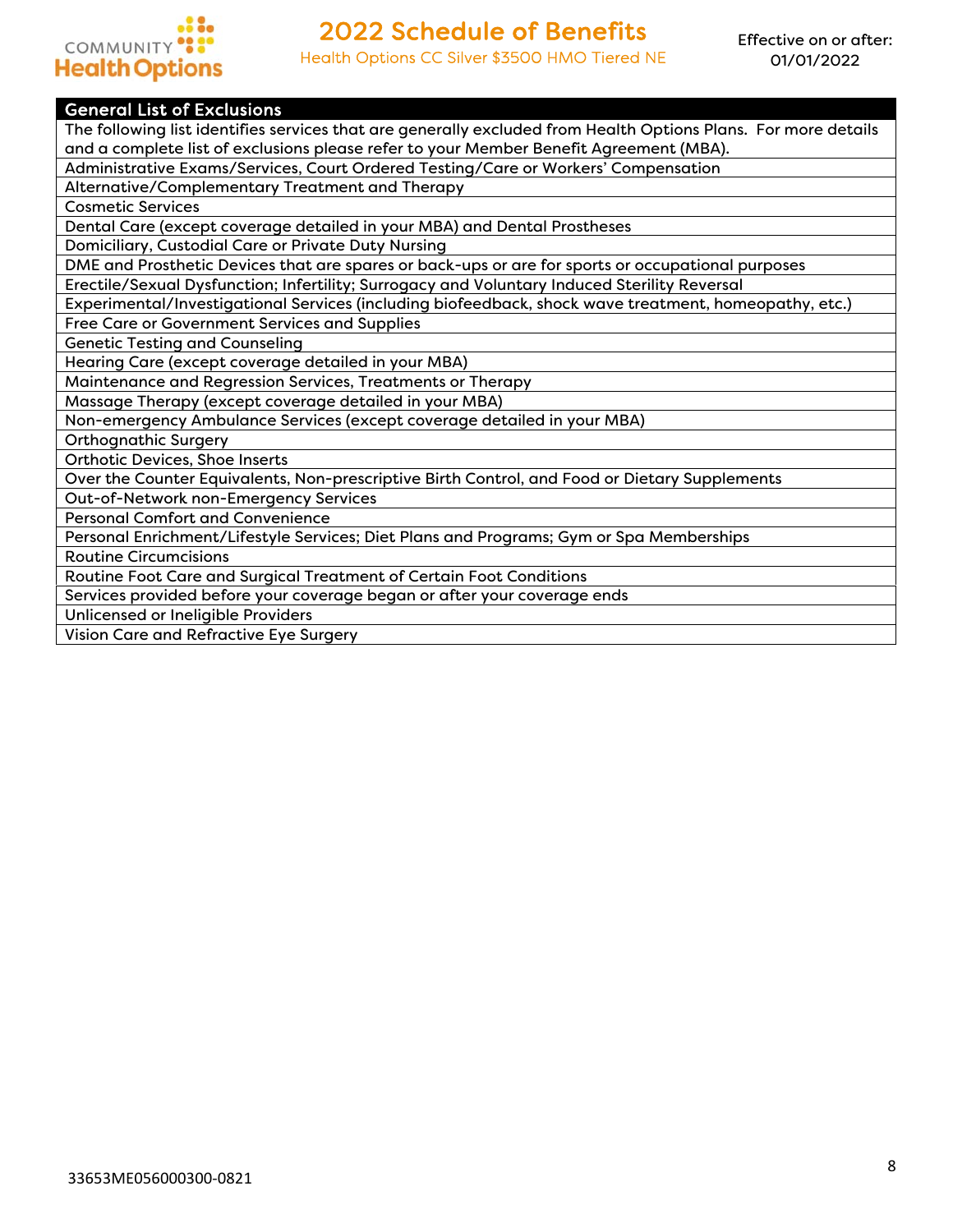# 2022 Schedule of Benefits

Health Options CC Silver $3500 HMO Tiered NE

Effective on or after: 01/01/2022

| General List of Exclusions |
| --- |
| The following list identifies services that are generally excluded from Health Options Plans. For more details and a complete list of exclusions please refer to your Member Benefit Agreement (MBA). |
| Administrative Exams/Services, Court Ordered Testing/Care or Workers' Compensation |
| Alternative/Complementary Treatment and Therapy |
| Cosmetic Services |
| Dental Care (except coverage detailed in your MBA) and Dental Prostheses |
| Domiciliary, Custodial Care or Private Duty Nursing |
| DME and Prosthetic Devices that are spares or back-ups or are for sports or occupational purposes |
| Erectile/Sexual Dysfunction; Infertility; Surrogacy and Voluntary Induced Sterility Reversal |
| Experimental/Investigational Services (including biofeedback, shock wave treatment, homeopathy, etc.) |
| Free Care or Government Services and Supplies |
| Genetic Testing and Counseling |
| Hearing Care (except coverage detailed in your MBA) |
| Maintenance and Regression Services, Treatments or Therapy |
| Massage Therapy (except coverage detailed in your MBA) |
| Non-emergency Ambulance Services (except coverage detailed in your MBA) |
| Orthognathic Surgery |
| Orthotic Devices, Shoe Inserts |
| Over the Counter Equivalents, Non-prescriptive Birth Control, and Food or Dietary Supplements |
| Out-of-Network non-Emergency Services |
| Personal Comfort and Convenience |
| Personal Enrichment/Lifestyle Services; Diet Plans and Programs; Gym or Spa Memberships |
| Routine Circumcisions |
| Routine Foot Care and Surgical Treatment of Certain Foot Conditions |
| Services provided before your coverage began or after your coverage ends |
| Unlicensed or Ineligible Providers |
| Vision Care and Refractive Eye Surgery |

33653ME056000300-0821